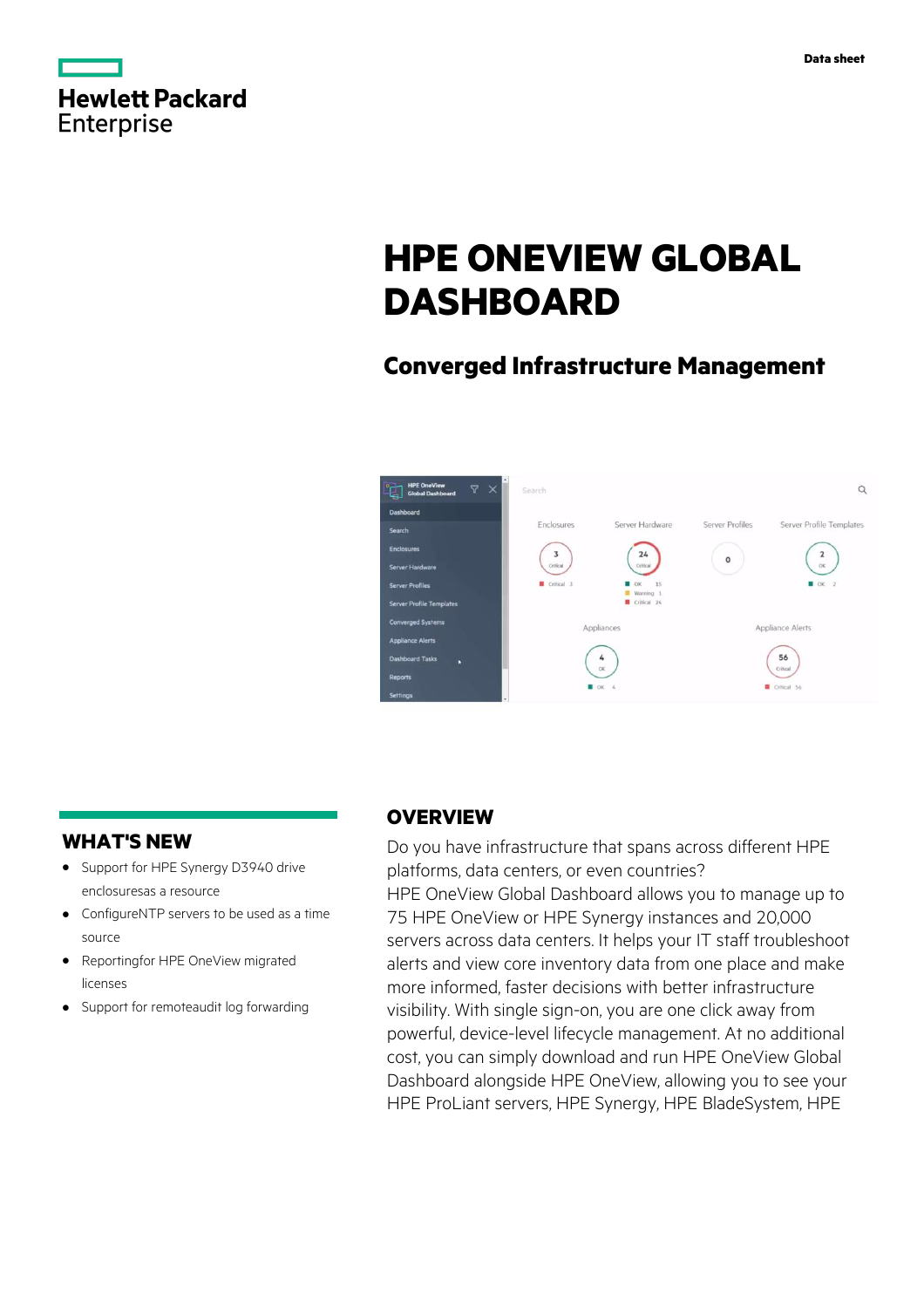Hewlett Packard Enterprise

Data sheet

# HPE ONEVIEW GLOBAL DASHBOARD

## Converged Infrastructure Management

## WHAT'S NEW

- Support for HPE Synergy D3940 drive enclosuresas a resource
- ConfigureNTP servers to be used as a time source
- Reportingfor HPE OneView migrated licenses
- Support for remoteaudit log forwarding

## OVERVIEW

Do you have infrastructure that spans across different HPE platforms, data centers, or even countries?
HPE OneView Global Dashboard allows you to manage up to 75 HPE OneView or HPE Synergy instances and 20,000 servers across data centers. It helps your IT staff troubleshoot alerts and view core inventory data from one place and make more informed, faster decisions with better infrastructure visibility. With single sign-on, you are one click away from powerful, device-level lifecycle management. At no additional cost, you can simply download and run HPE OneView Global Dashboard alongside HPE OneView, allowing you to see your HPE ProLiant servers, HPE Synergy, HPE BladeSystem, HPE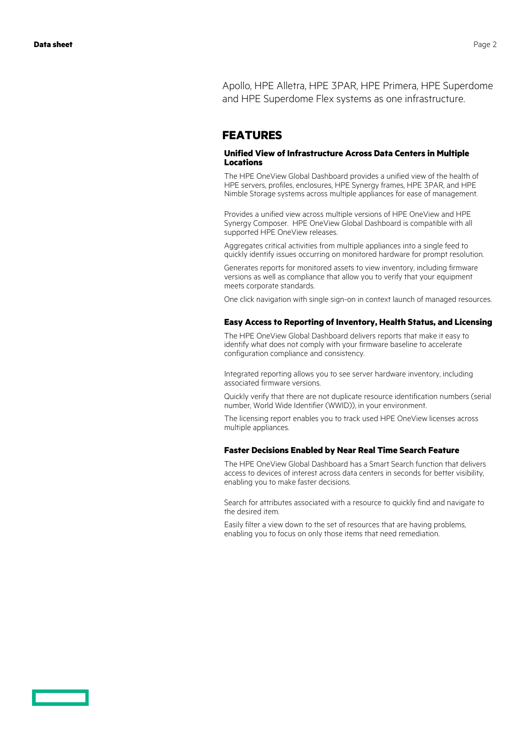Apollo, HPE Alletra, HPE 3PAR, HPE Primera, HPE Superdome and HPE Superdome Flex systems as one infrastructure.

## FEATURES

### Unified View of Infrastructure Across Data Centers in Multiple Locations

The HPE OneView Global Dashboard provides a unified view of the health of HPE servers, profiles, enclosures, HPE Synergy frames, HPE 3PAR, and HPE Nimble Storage systems across multiple appliances for ease of management.

Provides a unified view across multiple versions of HPE OneView and HPE Synergy Composer. HPE OneView Global Dashboard is compatible with all supported HPE OneView releases.

Aggregates critical activities from multiple appliances into a single feed to quickly identify issues occurring on monitored hardware for prompt resolution.

Generates reports for monitored assets to view inventory, including firmware versions as well as compliance that allow you to verify that your equipment meets corporate standards.

One click navigation with single sign-on in context launch of managed resources.

### Easy Access to Reporting of Inventory, Health Status, and Licensing

The HPE OneView Global Dashboard delivers reports that make it easy to identify what does not comply with your firmware baseline to accelerate configuration compliance and consistency.

Integrated reporting allows you to see server hardware inventory, including associated firmware versions.

Quickly verify that there are not duplicate resource identification numbers (serial number, World Wide Identifier (WWID)), in your environment.

The licensing report enables you to track used HPE OneView licenses across multiple appliances.

### Faster Decisions Enabled by Near Real Time Search Feature

The HPE OneView Global Dashboard has a Smart Search function that delivers access to devices of interest across data centers in seconds for better visibility, enabling you to make faster decisions.

Search for attributes associated with a resource to quickly find and navigate to the desired item.

Easily filter a view down to the set of resources that are having problems, enabling you to focus on only those items that need remediation.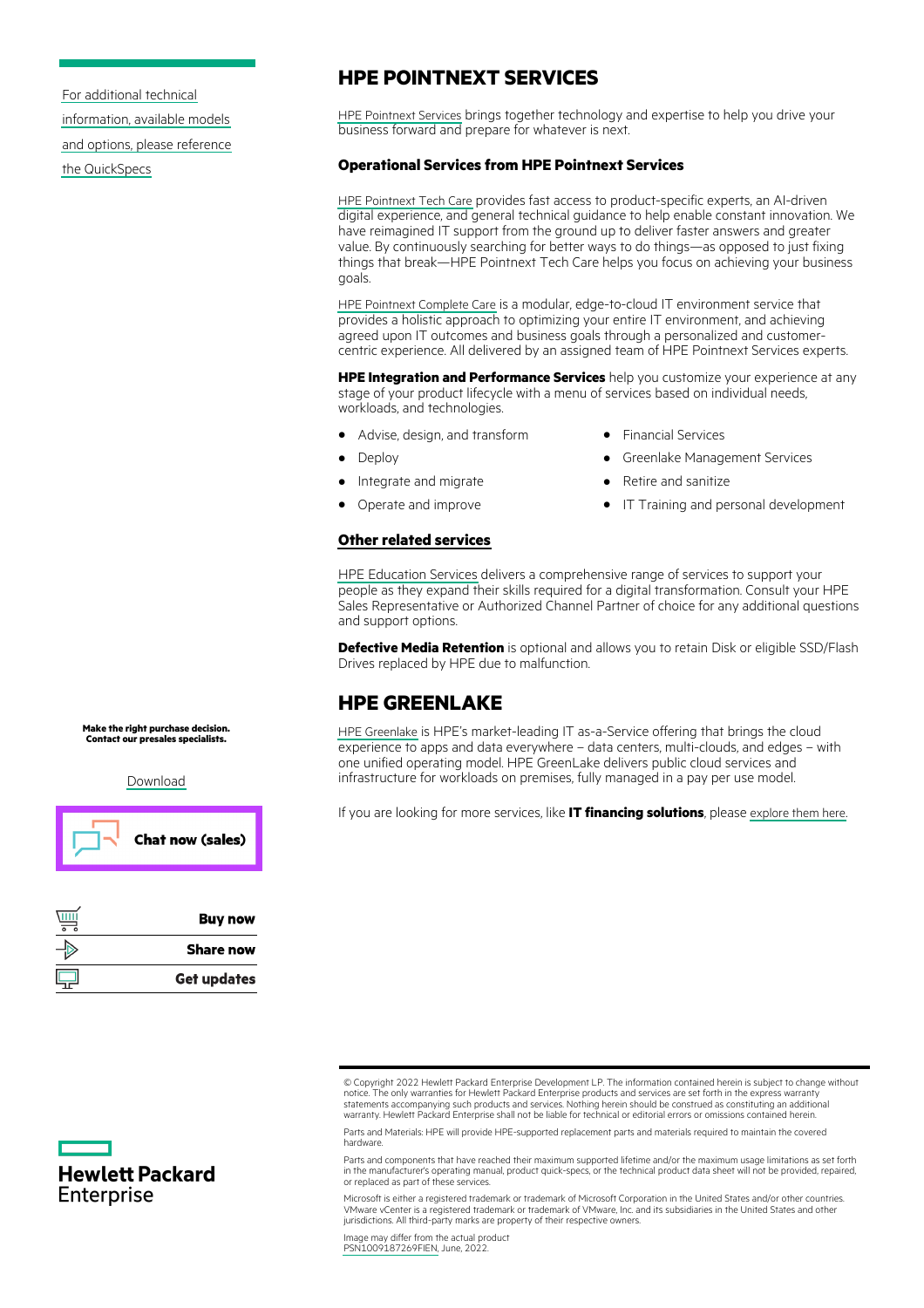For additional technical information, available models and options, please reference the QuickSpecs

## HPE POINTNEXT SERVICES

HPE Pointnext Services brings together technology and expertise to help you drive your business forward and prepare for whatever is next.

### Operational Services from HPE Pointnext Services

HPE Pointnext Tech Care provides fast access to product-specific experts, an AI-driven digital experience, and general technical guidance to help enable constant innovation. We have reimagined IT support from the ground up to deliver faster answers and greater value. By continuously searching for better ways to do things—as opposed to just fixing things that break—HPE Pointnext Tech Care helps you focus on achieving your business goals.

HPE Pointnext Complete Care is a modular, edge-to-cloud IT environment service that provides a holistic approach to optimizing your entire IT environment, and achieving agreed upon IT outcomes and business goals through a personalized and customer-centric experience. All delivered by an assigned team of HPE Pointnext Services experts.

**HPE Integration and Performance Services** help you customize your experience at any stage of your product lifecycle with a menu of services based on individual needs, workloads, and technologies.

- Advise, design, and transform
- Deploy
- Integrate and migrate
- Operate and improve
- Financial Services
- Greenlake Management Services
- Retire and sanitize
- IT Training and personal development

### Other related services

HPE Education Services delivers a comprehensive range of services to support your people as they expand their skills required for a digital transformation. Consult your HPE Sales Representative or Authorized Channel Partner of choice for any additional questions and support options.

**Defective Media Retention** is optional and allows you to retain Disk or eligible SSD/Flash Drives replaced by HPE due to malfunction.

## HPE GREENLAKE

HPE Greenlake is HPE's market-leading IT as-a-Service offering that brings the cloud experience to apps and data everywhere – data centers, multi-clouds, and edges – with one unified operating model. HPE GreenLake delivers public cloud services and infrastructure for workloads on premises, fully managed in a pay per use model.

If you are looking for more services, like **IT financing solutions**, please explore them here.

**Make the right purchase decision. Contact our presales specialists.**

Download

**Chat now (sales)**

**Buy now**

**Share now**

**Get updates**

© Copyright 2022 Hewlett Packard Enterprise Development LP. The information contained herein is subject to change without notice. The only warranties for Hewlett Packard Enterprise products and services are set forth in the express warranty statements accompanying such products and services. Nothing herein should be construed as constituting an additional warranty. Hewlett Packard Enterprise shall not be liable for technical or editorial errors or omissions contained herein.

Parts and Materials: HPE will provide HPE-supported replacement parts and materials required to maintain the covered hardware.

Parts and components that have reached their maximum supported lifetime and/or the maximum usage limitations as set forth in the manufacturer's operating manual, product quick-specs, or the technical product data sheet will not be provided, repaired, or replaced as part of these services.

Microsoft is either a registered trademark or trademark of Microsoft Corporation in the United States and/or other countries. VMware vCenter is a registered trademark or trademark of VMware, Inc. and its subsidiaries in the United States and other jurisdictions. All third-party marks are property of their respective owners.

Image may differ from the actual product
PSN1009187269FIEN, June, 2022.

Hewlett Packard Enterprise